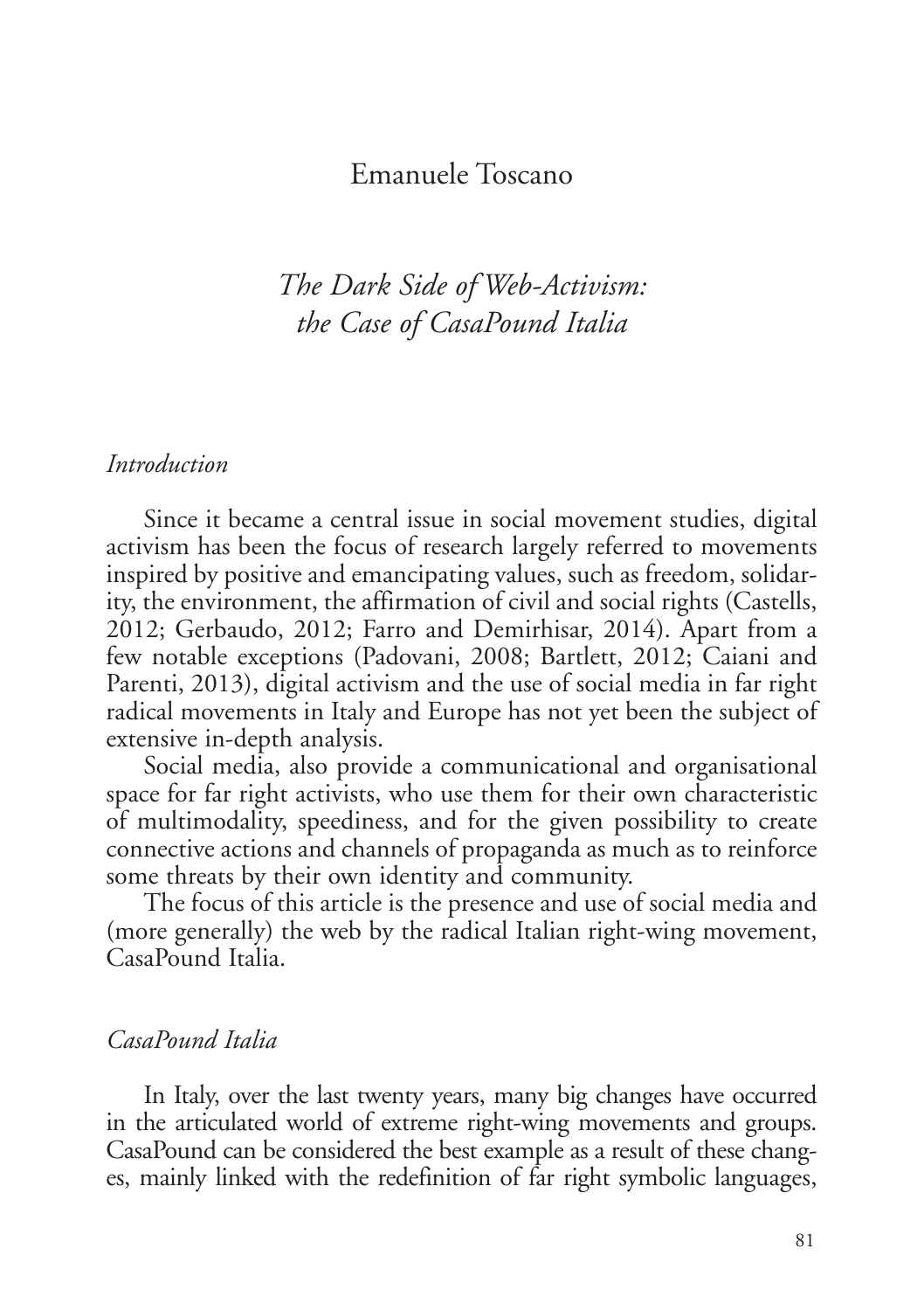Emanuele Toscano

# *The Dark Side of Web-Activism: the Case of CasaPound Italia*

## *Introduction*

Since it became a central issue in social movement studies, digital activism has been the focus of research largely referred to movements inspired by positive and emancipating values, such as freedom, solidarity, the environment, the affirmation of civil and social rights (Castells, 2012; Gerbaudo, 2012; Farro and Demirhisar, 2014). Apart from a few notable exceptions (Padovani, 2008; Bartlett, 2012; Caiani and Parenti, 2013), digital activism and the use of social media in far right radical movements in Italy and Europe has not yet been the subject of extensive in-depth analysis.

Social media, also provide a communicational and organisational space for far right activists, who use them for their own characteristic of multimodality, speediness, and for the given possibility to create connective actions and channels of propaganda as much as to reinforce some threats by their own identity and community.

The focus of this article is the presence and use of social media and (more generally) the web by the radical Italian right-wing movement, CasaPound Italia.

## *CasaPound Italia*

In Italy, over the last twenty years, many big changes have occurred in the articulated world of extreme right-wing movements and groups. CasaPound can be considered the best example as a result of these changes, mainly linked with the redefinition of far right symbolic languages,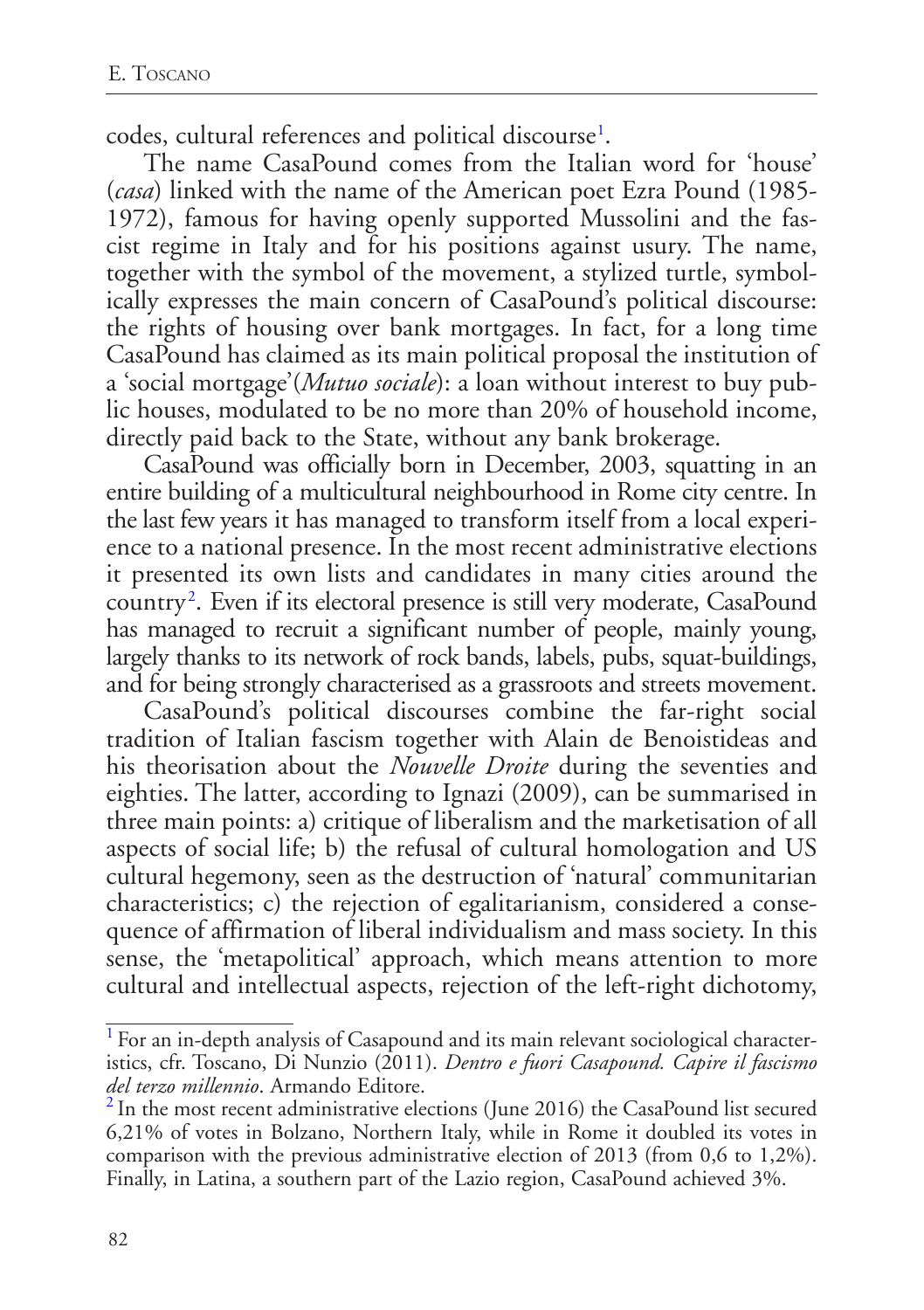codes, cultural references and political discourse[1].

The name CasaPound comes from the Italian word for 'house' (*casa*) linked with the name of the American poet Ezra Pound (1985-1972), famous for having openly supported Mussolini and the fascist regime in Italy and for his positions against usury. The name, together with the symbol of the movement, a stylized turtle, symbolically expresses the main concern of CasaPound's political discourse: the rights of housing over bank mortgages. In fact, for a long time CasaPound has claimed as its main political proposal the institution of a 'social mortgage'(*Mutuo sociale*): a loan without interest to buy public houses, modulated to be no more than 20% of household income, directly paid back to the State, without any bank brokerage.

CasaPound was officially born in December, 2003, squatting in an entire building of a multicultural neighbourhood in Rome city centre. In the last few years it has managed to transform itself from a local experience to a national presence. In the most recent administrative elections it presented its own lists and candidates in many cities around the country[2]. Even if its electoral presence is still very moderate, CasaPound has managed to recruit a significant number of people, mainly young, largely thanks to its network of rock bands, labels, pubs, squat-buildings, and for being strongly characterised as a grassroots and streets movement.

CasaPound's political discourses combine the far-right social tradition of Italian fascism together with Alain de Benoistideas and his theorisation about the *Nouvelle Droite* during the seventies and eighties. The latter, according to Ignazi (2009), can be summarised in three main points: a) critique of liberalism and the marketisation of all aspects of social life; b) the refusal of cultural homologation and US cultural hegemony, seen as the destruction of 'natural' communitarian characteristics; c) the rejection of egalitarianism, considered a consequence of affirmation of liberal individualism and mass society. In this sense, the 'metapolitical' approach, which means attention to more cultural and intellectual aspects, rejection of the left-right dichotomy,

---

[1] For an in-depth analysis of Casapound and its main relevant sociological characteristics, cfr. Toscano, Di Nunzio (2011). *Dentro e fuori Casapound. Capire il fascismo del terzo millennio*. Armando Editore.

[2] In the most recent administrative elections (June 2016) the CasaPound list secured 6,21% of votes in Bolzano, Northern Italy, while in Rome it doubled its votes in comparison with the previous administrative election of 2013 (from 0,6 to 1,2%). Finally, in Latina, a southern part of the Lazio region, CasaPound achieved 3%.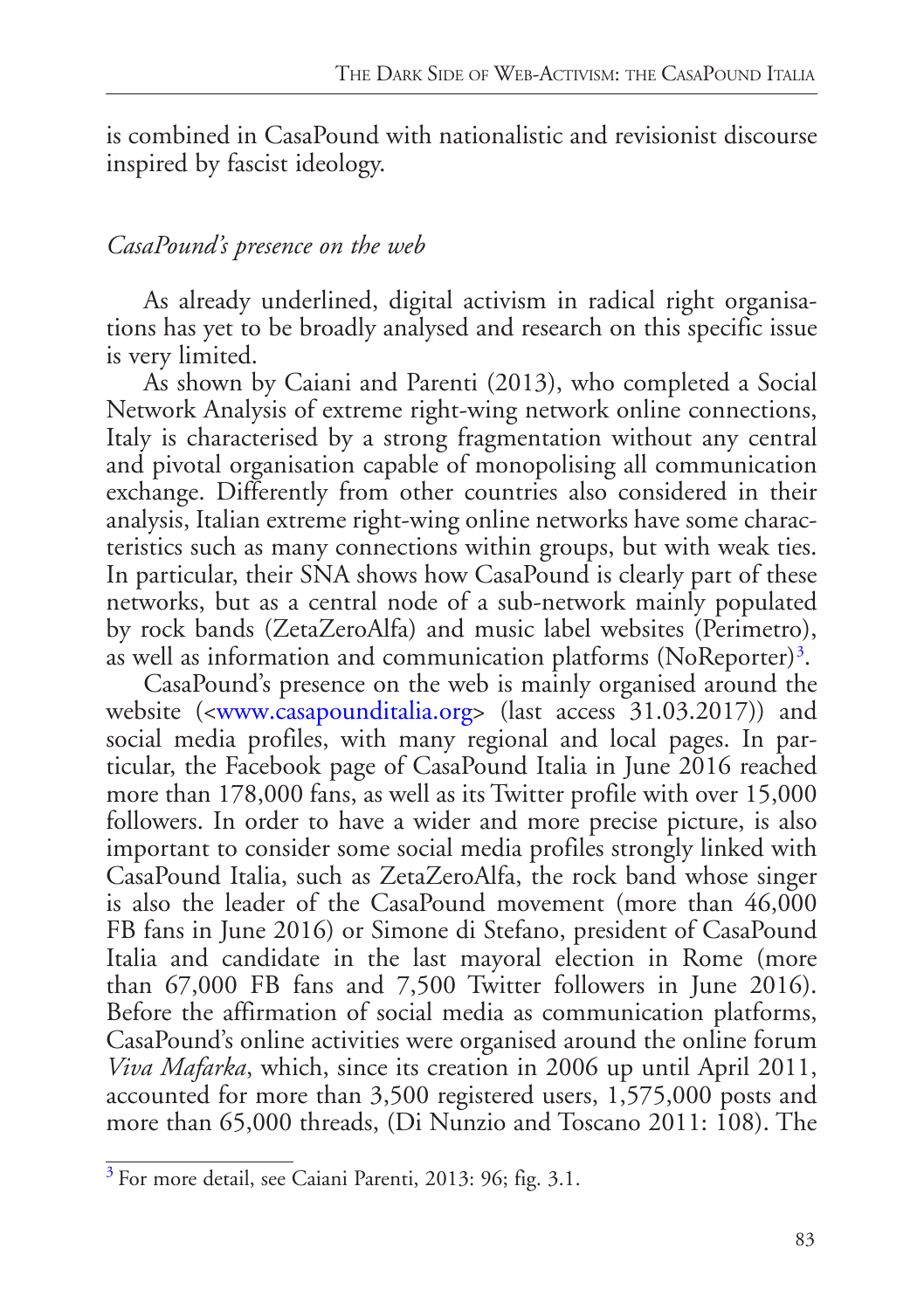is combined in CasaPound with nationalistic and revisionist discourse inspired by fascist ideology.

### *CasaPound's presence on the web*

As already underlined, digital activism in radical right organisations has yet to be broadly analysed and research on this specific issue is very limited.

As shown by Caiani and Parenti (2013), who completed a Social Network Analysis of extreme right-wing network online connections, Italy is characterised by a strong fragmentation without any central and pivotal organisation capable of monopolising all communication exchange. Differently from other countries also considered in their analysis, Italian extreme right-wing online networks have some characteristics such as many connections within groups, but with weak ties. In particular, their SNA shows how CasaPound is clearly part of these networks, but as a central node of a sub-network mainly populated by rock bands (ZetaZeroAlfa) and music label websites (Perimetro), as well as information and communication platforms (NoReporter)[3].

CasaPound's presence on the web is mainly organised around the website (<www.casapounditalia.org> (last access 31.03.2017)) and social media profiles, with many regional and local pages. In particular, the Facebook page of CasaPound Italia in June 2016 reached more than 178,000 fans, as well as its Twitter profile with over 15,000 followers. In order to have a wider and more precise picture, is also important to consider some social media profiles strongly linked with CasaPound Italia, such as ZetaZeroAlfa, the rock band whose singer is also the leader of the CasaPound movement (more than 46,000 FB fans in June 2016) or Simone di Stefano, president of CasaPound Italia and candidate in the last mayoral election in Rome (more than 67,000 FB fans and 7,500 Twitter followers in June 2016). Before the affirmation of social media as communication platforms, CasaPound's online activities were organised around the online forum *Viva Mafarka*, which, since its creation in 2006 up until April 2011, accounted for more than 3,500 registered users, 1,575,000 posts and more than 65,000 threads, (Di Nunzio and Toscano 2011: 108). The

[3] For more detail, see Caiani Parenti, 2013: 96; fig. 3.1.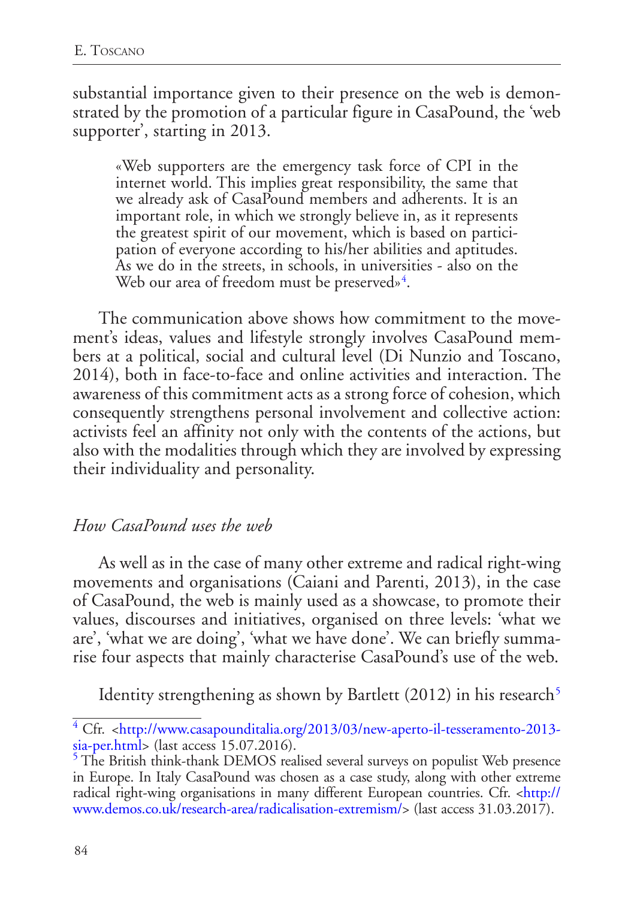substantial importance given to their presence on the web is demonstrated by the promotion of a particular figure in CasaPound, the 'web supporter', starting in 2013.

> «Web supporters are the emergency task force of CPI in the internet world. This implies great responsibility, the same that we already ask of CasaPound members and adherents. It is an important role, in which we strongly believe in, as it represents the greatest spirit of our movement, which is based on participation of everyone according to his/her abilities and aptitudes. As we do in the streets, in schools, in universities - also on the Web our area of freedom must be preserved»[4].

The communication above shows how commitment to the movement's ideas, values and lifestyle strongly involves CasaPound members at a political, social and cultural level (Di Nunzio and Toscano, 2014), both in face-to-face and online activities and interaction. The awareness of this commitment acts as a strong force of cohesion, which consequently strengthens personal involvement and collective action: activists feel an affinity not only with the contents of the actions, but also with the modalities through which they are involved by expressing their individuality and personality.

### *How CasaPound uses the web*

As well as in the case of many other extreme and radical right-wing movements and organisations (Caiani and Parenti, 2013), in the case of CasaPound, the web is mainly used as a showcase, to promote their values, discourses and initiatives, organised on three levels: 'what we are', 'what we are doing', 'what we have done'. We can briefly summarise four aspects that mainly characterise CasaPound's use of the web.

Identity strengthening as shown by Bartlett (2012) in his research[5]

---

[4] Cfr. <http://www.casapounditalia.org/2013/03/new-aperto-il-tesseramento-2013-sia-per.html> (last access 15.07.2016).

[5] The British think-thank DEMOS realised several surveys on populist Web presence in Europe. In Italy CasaPound was chosen as a case study, along with other extreme radical right-wing organisations in many different European countries. Cfr. <http://www.demos.co.uk/research-area/radicalisation-extremism/> (last access 31.03.2017).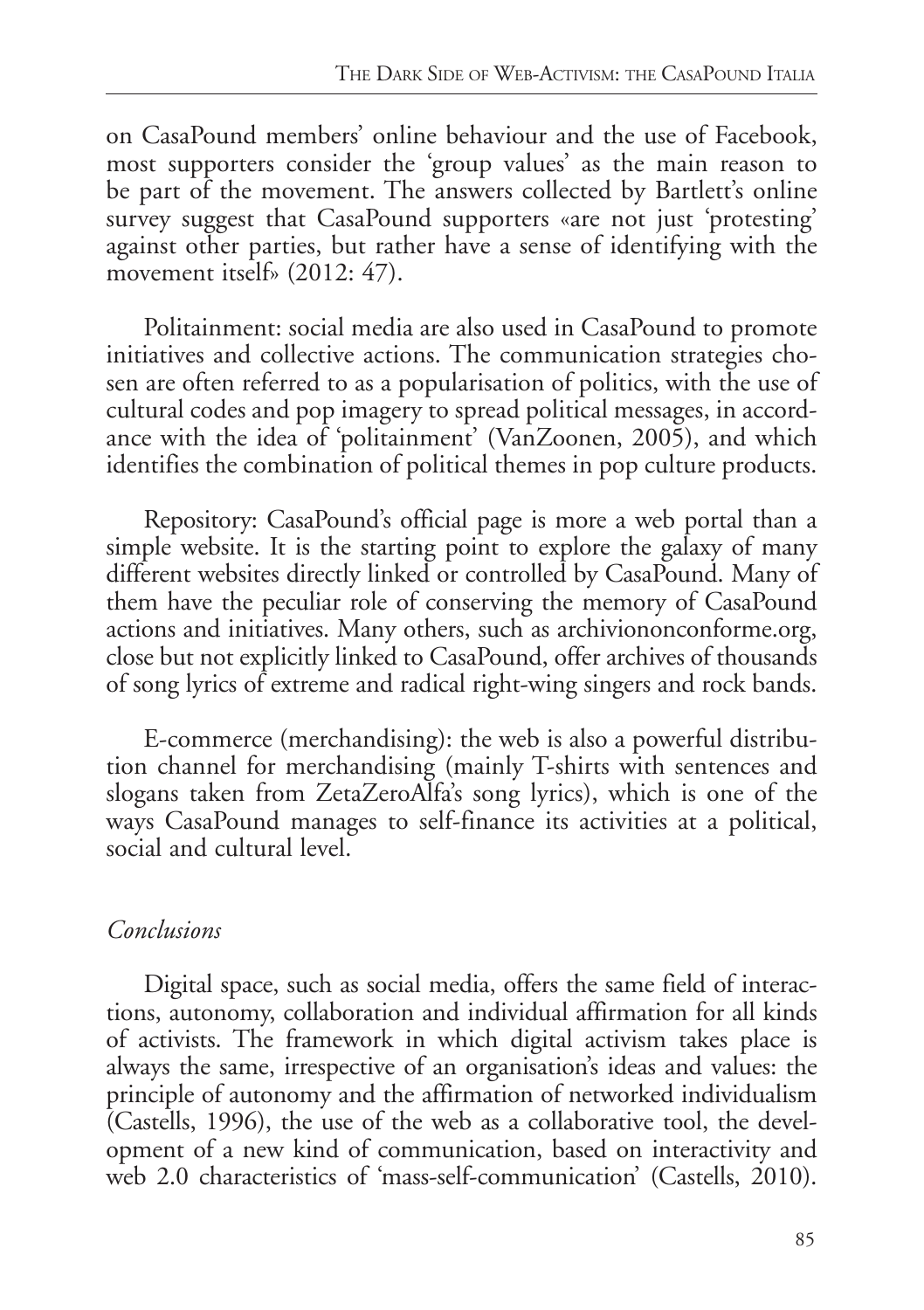on CasaPound members' online behaviour and the use of Facebook, most supporters consider the 'group values' as the main reason to be part of the movement. The answers collected by Bartlett's online survey suggest that CasaPound supporters «are not just 'protesting' against other parties, but rather have a sense of identifying with the movement itself» (2012: 47).

Politainment: social media are also used in CasaPound to promote initiatives and collective actions. The communication strategies chosen are often referred to as a popularisation of politics, with the use of cultural codes and pop imagery to spread political messages, in accordance with the idea of 'politainment' (VanZoonen, 2005), and which identifies the combination of political themes in pop culture products.

Repository: CasaPound's official page is more a web portal than a simple website. It is the starting point to explore the galaxy of many different websites directly linked or controlled by CasaPound. Many of them have the peculiar role of conserving the memory of CasaPound actions and initiatives. Many others, such as archiviononconforme.org, close but not explicitly linked to CasaPound, offer archives of thousands of song lyrics of extreme and radical right-wing singers and rock bands.

E-commerce (merchandising): the web is also a powerful distribution channel for merchandising (mainly T-shirts with sentences and slogans taken from ZetaZeroAlfa's song lyrics), which is one of the ways CasaPound manages to self-finance its activities at a political, social and cultural level.

## *Conclusions*

Digital space, such as social media, offers the same field of interactions, autonomy, collaboration and individual affirmation for all kinds of activists. The framework in which digital activism takes place is always the same, irrespective of an organisation's ideas and values: the principle of autonomy and the affirmation of networked individualism (Castells, 1996), the use of the web as a collaborative tool, the development of a new kind of communication, based on interactivity and web 2.0 characteristics of 'mass-self-communication' (Castells, 2010).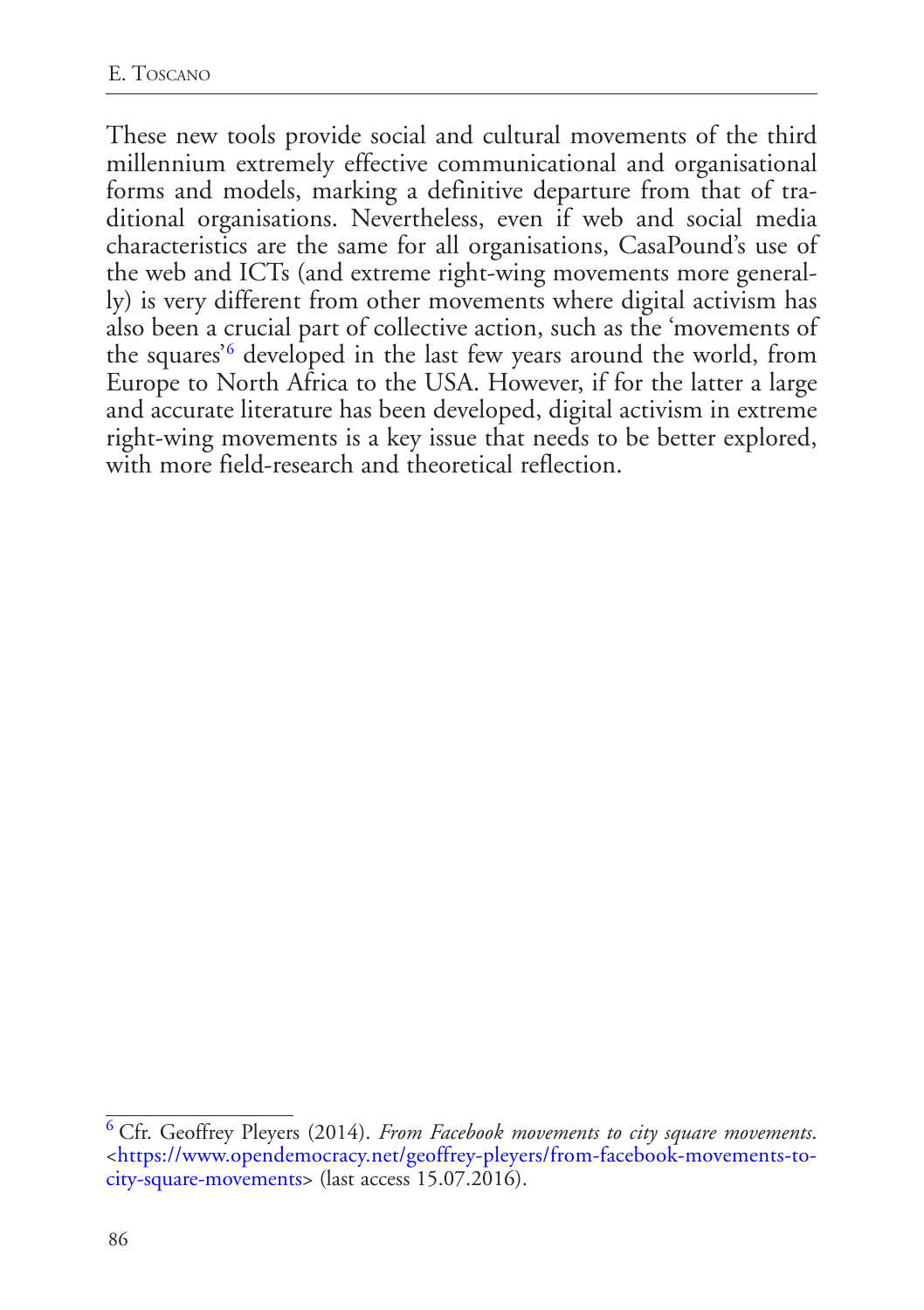These new tools provide social and cultural movements of the third millennium extremely effective communicational and organisational forms and models, marking a definitive departure from that of traditional organisations. Nevertheless, even if web and social media characteristics are the same for all organisations, CasaPound's use of the web and ICTs (and extreme right-wing movements more generally) is very different from other movements where digital activism has also been a crucial part of collective action, such as the 'movements of the squares'[6] developed in the last few years around the world, from Europe to North Africa to the USA. However, if for the latter a large and accurate literature has been developed, digital activism in extreme right-wing movements is a key issue that needs to be better explored, with more field-research and theoretical reflection.

---

[6] Cfr. Geoffrey Pleyers (2014). *From Facebook movements to city square movements*. <https://www.opendemocracy.net/geoffrey-pleyers/from-facebook-movements-to-city-square-movements> (last access 15.07.2016).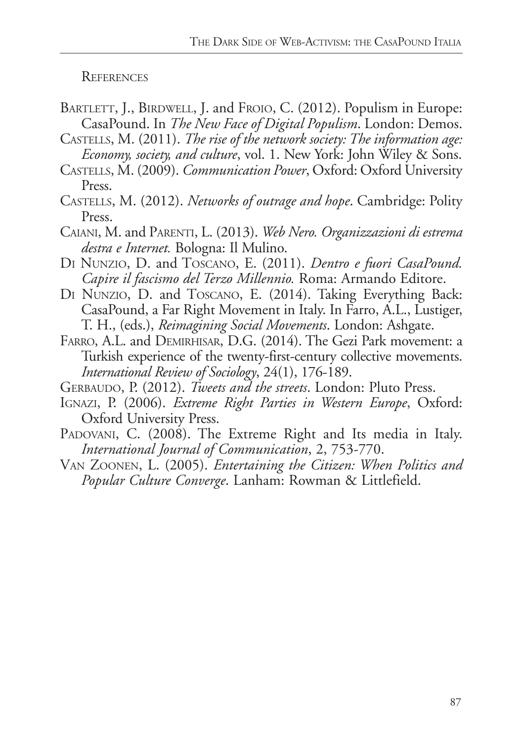## References

Bartlett, J., Birdwell, J. and Froio, C. (2012). Populism in Europe: CasaPound. In *The New Face of Digital Populism*. London: Demos.

Castells, M. (2011). *The rise of the network society: The information age: Economy, society, and culture*, vol. 1. New York: John Wiley & Sons.

Castells, M. (2009). *Communication Power*, Oxford: Oxford University Press.

Castells, M. (2012). *Networks of outrage and hope*. Cambridge: Polity Press.

Caiani, M. and Parenti, L. (2013). *Web Nero. Organizzazioni di estrema destra e Internet.* Bologna: Il Mulino.

Di Nunzio, D. and Toscano, E. (2011). *Dentro e fuori CasaPound. Capire il fascismo del Terzo Millennio.* Roma: Armando Editore.

Di Nunzio, D. and Toscano, E. (2014). Taking Everything Back: CasaPound, a Far Right Movement in Italy. In Farro, A.L., Lustiger, T. H., (eds.), *Reimagining Social Movements*. London: Ashgate.

Farro, A.L. and Demirhisar, D.G. (2014). The Gezi Park movement: a Turkish experience of the twenty-first-century collective movements. *International Review of Sociology*, 24(1), 176-189.

Gerbaudo, P. (2012). *Tweets and the streets*. London: Pluto Press.

Ignazi, P. (2006). *Extreme Right Parties in Western Europe*, Oxford: Oxford University Press.

Padovani, C. (2008). The Extreme Right and Its media in Italy. *International Journal of Communication*, 2, 753-770.

Van Zoonen, L. (2005). *Entertaining the Citizen: When Politics and Popular Culture Converge*. Lanham: Rowman & Littlefield.